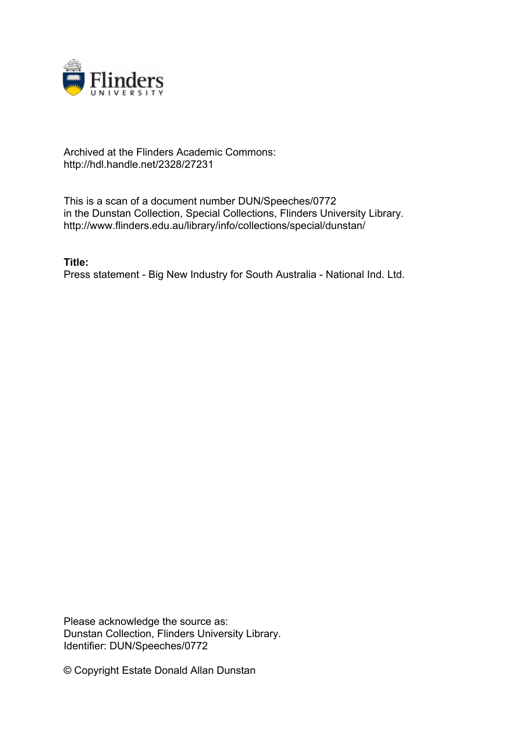Archived at the Flinders Academic Commons:
http://hdl.handle.net/2328/27231

This is a scan of a document number DUN/Speeches/0772
in the Dunstan Collection, Special Collections, Flinders University Library.
http://www.flinders.edu.au/library/info/collections/special/dunstan/

**Title:**
Press statement - Big New Industry for South Australia - National Ind. Ltd.

Please acknowledge the source as:
Dunstan Collection, Flinders University Library.
Identifier: DUN/Speeches/0772

© Copyright Estate Donald Allan Dunstan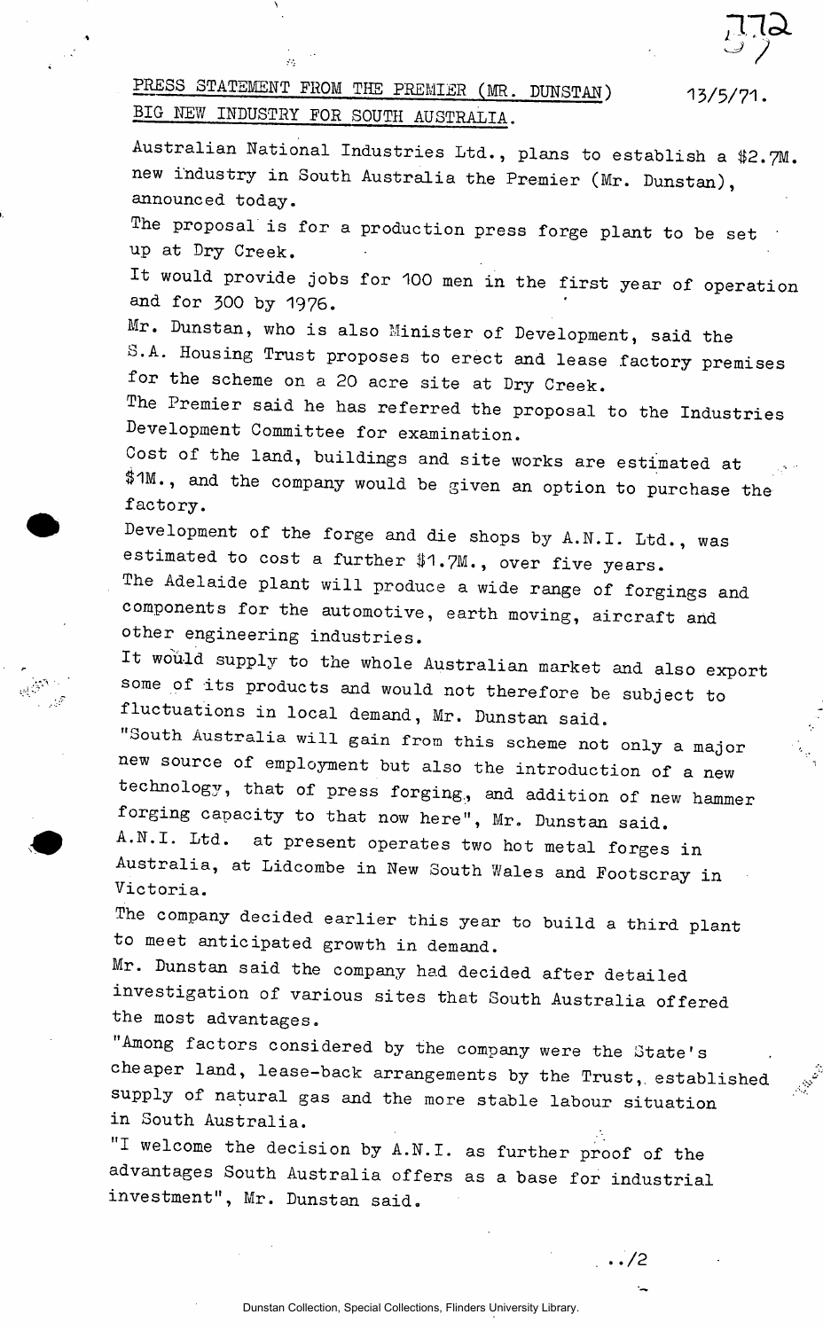PRESS STATEMENT FROM THE PREMIER (MR. DUNSTAN) 13/5/71.

BIG NEW INDUSTRY FOR SOUTH AUSTRALIA.

Australian National Industries Ltd., plans to establish a $2.7M. new industry in South Australia the Premier (Mr. Dunstan), announced today.

The proposal is for a production press forge plant to be set up at Dry Creek.

It would provide jobs for 100 men in the first year of operation and for 300 by 1976.

Mr. Dunstan, who is also Minister of Development, said the S.A. Housing Trust proposes to erect and lease factory premises for the scheme on a 20 acre site at Dry Creek.

The Premier said he has referred the proposal to the Industries Development Committee for examination.

Cost of the land, buildings and site works are estimated at $1M., and the company would be given an option to purchase the factory.

Development of the forge and die shops by A.N.I. Ltd., was estimated to cost a further $1.7M., over five years.

The Adelaide plant will produce a wide range of forgings and components for the automotive, earth moving, aircraft and other engineering industries.

It would supply to the whole Australian market and also export some of its products and would not therefore be subject to fluctuations in local demand, Mr. Dunstan said.

"South Australia will gain from this scheme not only a major new source of employment but also the introduction of a new technology, that of press forging, and addition of new hammer forging capacity to that now here", Mr. Dunstan said.

A.N.I. Ltd. at present operates two hot metal forges in Australia, at Lidcombe in New South Wales and Footscray in Victoria.

The company decided earlier this year to build a third plant to meet anticipated growth in demand.

Mr. Dunstan said the company had decided after detailed investigation of various sites that South Australia offered the most advantages.

"Among factors considered by the company were the State's cheaper land, lease-back arrangements by the Trust, established supply of natural gas and the more stable labour situation in South Australia.

"I welcome the decision by A.N.I. as further proof of the advantages South Australia offers as a base for industrial investment", Mr. Dunstan said.

../2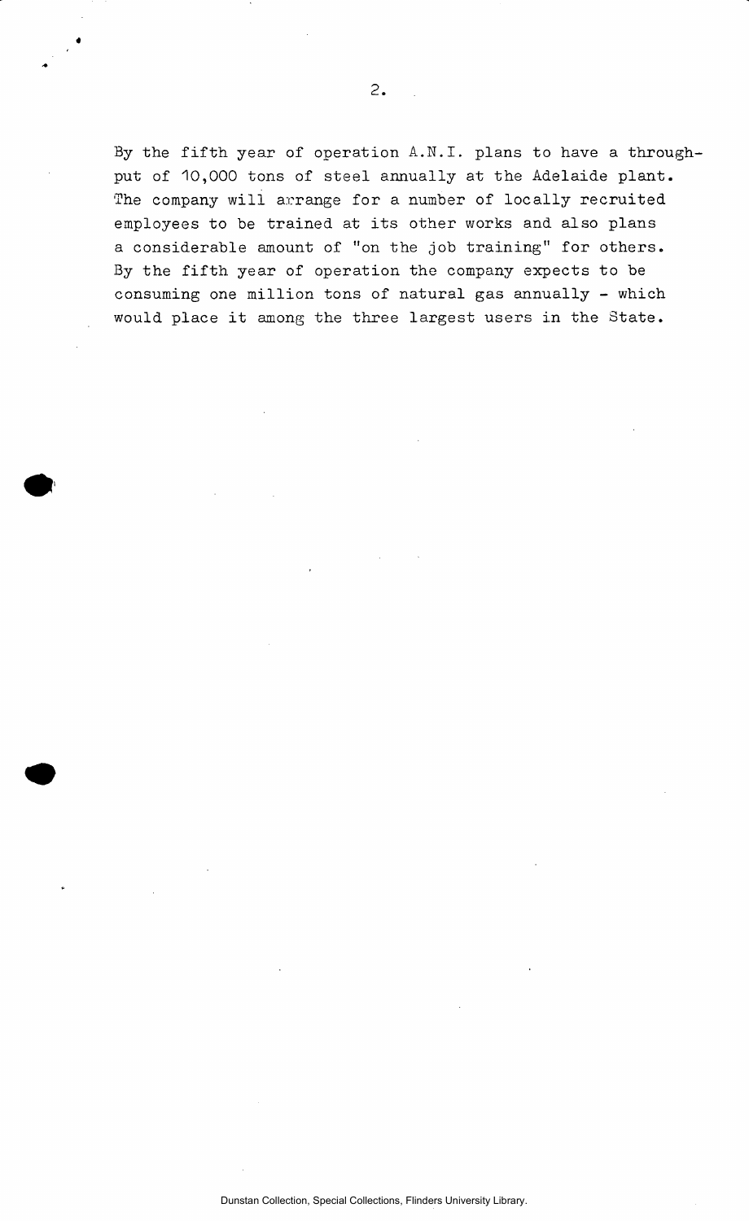By the fifth year of operation A.N.I. plans to have a through-put of 10,000 tons of steel annually at the Adelaide plant. The company will arrange for a number of locally recruited employees to be trained at its other works and also plans a considerable amount of "on the job training" for others. By the fifth year of operation the company expects to be consuming one million tons of natural gas annually - which would place it among the three largest users in the State.

Dunstan Collection, Special Collections, Flinders University Library.